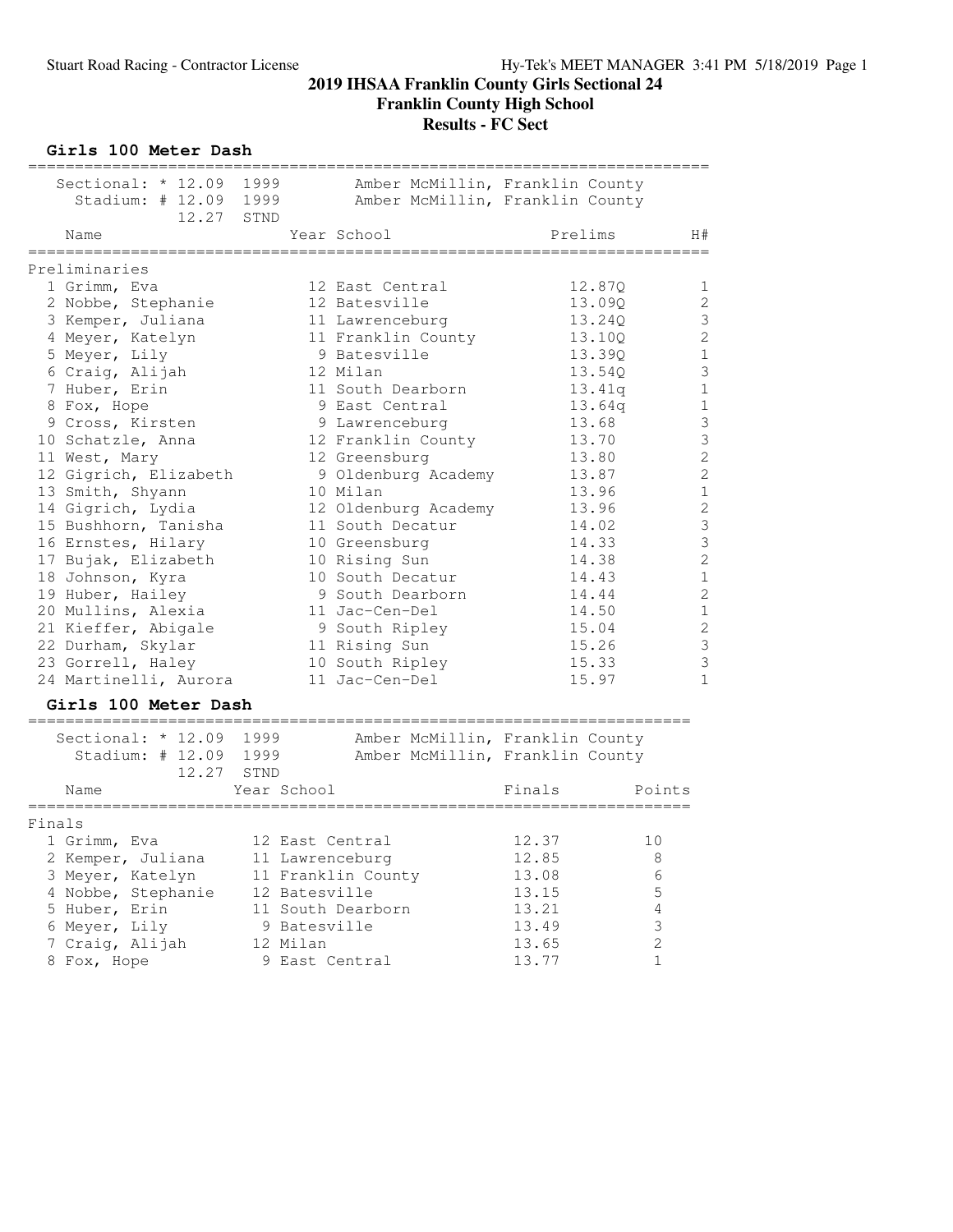# 2019 IHSAA Franklin County Girls Sectional 24

## Franklin County High School

## Results - FC Sect

### Girls 100 Meter Dash

Sectional: * 12.09 1999 Amber McMillin, Franklin County
Stadium: # 12.09 1999 Amber McMillin, Franklin County
12.27 STND

**Preliminaries**

| | Name | Year | School | Prelims | H# |
|---|---|---|---|---|---|
| 1 | Grimm, Eva | 12 | East Central | 12.87Q | 1 |
| 2 | Nobbe, Stephanie | 12 | Batesville | 13.09Q | 2 |
| 3 | Kemper, Juliana | 11 | Lawrenceburg | 13.24Q | 3 |
| 4 | Meyer, Katelyn | 11 | Franklin County | 13.10Q | 2 |
| 5 | Meyer, Lily | 9 | Batesville | 13.39Q | 1 |
| 6 | Craig, Alijah | 12 | Milan | 13.54Q | 3 |
| 7 | Huber, Erin | 11 | South Dearborn | 13.41q | 1 |
| 8 | Fox, Hope | 9 | East Central | 13.64q | 1 |
| 9 | Cross, Kirsten | 9 | Lawrenceburg | 13.68 | 3 |
| 10 | Schatzle, Anna | 12 | Franklin County | 13.70 | 3 |
| 11 | West, Mary | 12 | Greensburg | 13.80 | 2 |
| 12 | Gigrich, Elizabeth | 9 | Oldenburg Academy | 13.87 | 2 |
| 13 | Smith, Shyann | 10 | Milan | 13.96 | 1 |
| 14 | Gigrich, Lydia | 12 | Oldenburg Academy | 13.96 | 2 |
| 15 | Bushhorn, Tanisha | 11 | South Decatur | 14.02 | 3 |
| 16 | Ernstes, Hilary | 10 | Greensburg | 14.33 | 3 |
| 17 | Bujak, Elizabeth | 10 | Rising Sun | 14.38 | 2 |
| 18 | Johnson, Kyra | 10 | South Decatur | 14.43 | 1 |
| 19 | Huber, Hailey | 9 | South Dearborn | 14.44 | 2 |
| 20 | Mullins, Alexia | 11 | Jac-Cen-Del | 14.50 | 1 |
| 21 | Kieffer, Abigale | 9 | South Ripley | 15.04 | 2 |
| 22 | Durham, Skylar | 11 | Rising Sun | 15.26 | 3 |
| 23 | Gorrell, Haley | 10 | South Ripley | 15.33 | 3 |
| 24 | Martinelli, Aurora | 11 | Jac-Cen-Del | 15.97 | 1 |

### Girls 100 Meter Dash

Sectional: * 12.09 1999 Amber McMillin, Franklin County
Stadium: # 12.09 1999 Amber McMillin, Franklin County
12.27 STND

**Finals**

| | Name | Year | School | Finals | Points |
|---|---|---|---|---|---|
| 1 | Grimm, Eva | 12 | East Central | 12.37 | 10 |
| 2 | Kemper, Juliana | 11 | Lawrenceburg | 12.85 | 8 |
| 3 | Meyer, Katelyn | 11 | Franklin County | 13.08 | 6 |
| 4 | Nobbe, Stephanie | 12 | Batesville | 13.15 | 5 |
| 5 | Huber, Erin | 11 | South Dearborn | 13.21 | 4 |
| 6 | Meyer, Lily | 9 | Batesville | 13.49 | 3 |
| 7 | Craig, Alijah | 12 | Milan | 13.65 | 2 |
| 8 | Fox, Hope | 9 | East Central | 13.77 | 1 |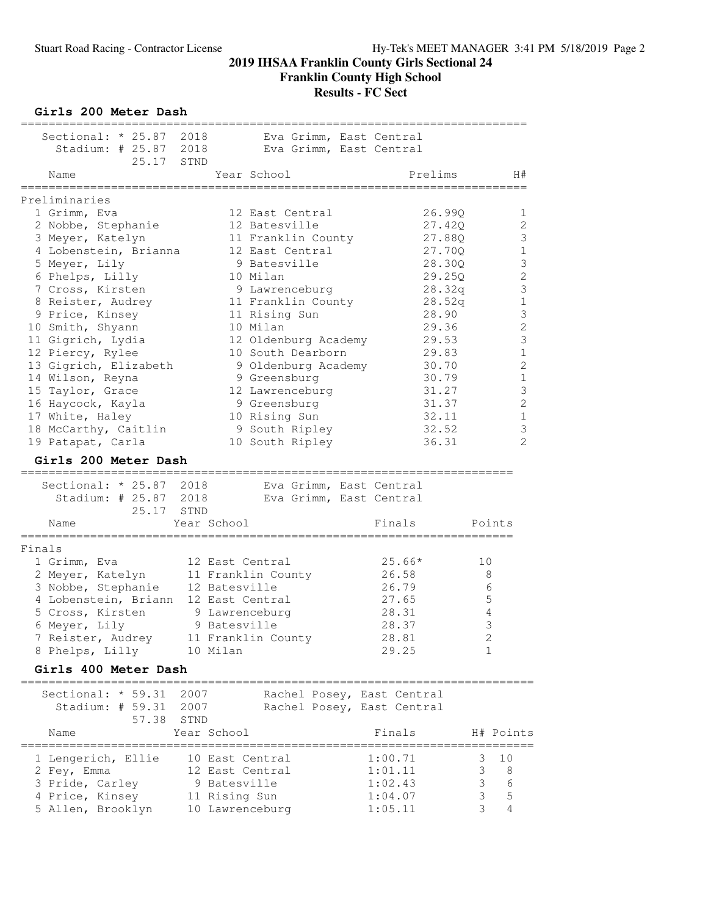# 2019 IHSAA Franklin County Girls Sectional 24
## Franklin County High School
## Results - FC Sect

### Girls 200 Meter Dash

Sectional: * 25.87 2018 Eva Grimm, East Central
Stadium: # 25.87 2018 Eva Grimm, East Central
25.17 STND

**Preliminaries**

| | Name | Year | School | Prelims | H# |
|---|---|---|---|---|---|
| 1 | Grimm, Eva | 12 | East Central | 26.99Q | 1 |
| 2 | Nobbe, Stephanie | 12 | Batesville | 27.42Q | 2 |
| 3 | Meyer, Katelyn | 11 | Franklin County | 27.88Q | 3 |
| 4 | Lobenstein, Brianna | 12 | East Central | 27.70Q | 1 |
| 5 | Meyer, Lily | 9 | Batesville | 28.30Q | 3 |
| 6 | Phelps, Lilly | 10 | Milan | 29.25Q | 2 |
| 7 | Cross, Kirsten | 9 | Lawrenceburg | 28.32q | 3 |
| 8 | Reister, Audrey | 11 | Franklin County | 28.52q | 1 |
| 9 | Price, Kinsey | 11 | Rising Sun | 28.90 | 3 |
| 10 | Smith, Shyann | 10 | Milan | 29.36 | 2 |
| 11 | Gigrich, Lydia | 12 | Oldenburg Academy | 29.53 | 3 |
| 12 | Piercy, Rylee | 10 | South Dearborn | 29.83 | 1 |
| 13 | Gigrich, Elizabeth | 9 | Oldenburg Academy | 30.70 | 2 |
| 14 | Wilson, Reyna | 9 | Greensburg | 30.79 | 1 |
| 15 | Taylor, Grace | 12 | Lawrenceburg | 31.27 | 3 |
| 16 | Haycock, Kayla | 9 | Greensburg | 31.37 | 2 |
| 17 | White, Haley | 10 | Rising Sun | 32.11 | 1 |
| 18 | McCarthy, Caitlin | 9 | South Ripley | 32.52 | 3 |
| 19 | Patapat, Carla | 10 | South Ripley | 36.31 | 2 |

### Girls 200 Meter Dash

Sectional: * 25.87 2018 Eva Grimm, East Central
Stadium: # 25.87 2018 Eva Grimm, East Central
25.17 STND

**Finals**

| | Name | Year | School | Finals | Points |
|---|---|---|---|---|---|
| 1 | Grimm, Eva | 12 | East Central | 25.66* | 10 |
| 2 | Meyer, Katelyn | 11 | Franklin County | 26.58 | 8 |
| 3 | Nobbe, Stephanie | 12 | Batesville | 26.79 | 6 |
| 4 | Lobenstein, Briann | 12 | East Central | 27.65 | 5 |
| 5 | Cross, Kirsten | 9 | Lawrenceburg | 28.31 | 4 |
| 6 | Meyer, Lily | 9 | Batesville | 28.37 | 3 |
| 7 | Reister, Audrey | 11 | Franklin County | 28.81 | 2 |
| 8 | Phelps, Lilly | 10 | Milan | 29.25 | 1 |

### Girls 400 Meter Dash

Sectional: * 59.31 2007 Rachel Posey, East Central
Stadium: # 59.31 2007 Rachel Posey, East Central
57.38 STND

| | Name | Year | School | Finals | H# | Points |
|---|---|---|---|---|---|---|
| 1 | Lengerich, Ellie | 10 | East Central | 1:00.71 | 3 | 10 |
| 2 | Fey, Emma | 12 | East Central | 1:01.11 | 3 | 8 |
| 3 | Pride, Carley | 9 | Batesville | 1:02.43 | 3 | 6 |
| 4 | Price, Kinsey | 11 | Rising Sun | 1:04.07 | 3 | 5 |
| 5 | Allen, Brooklyn | 10 | Lawrenceburg | 1:05.11 | 3 | 4 |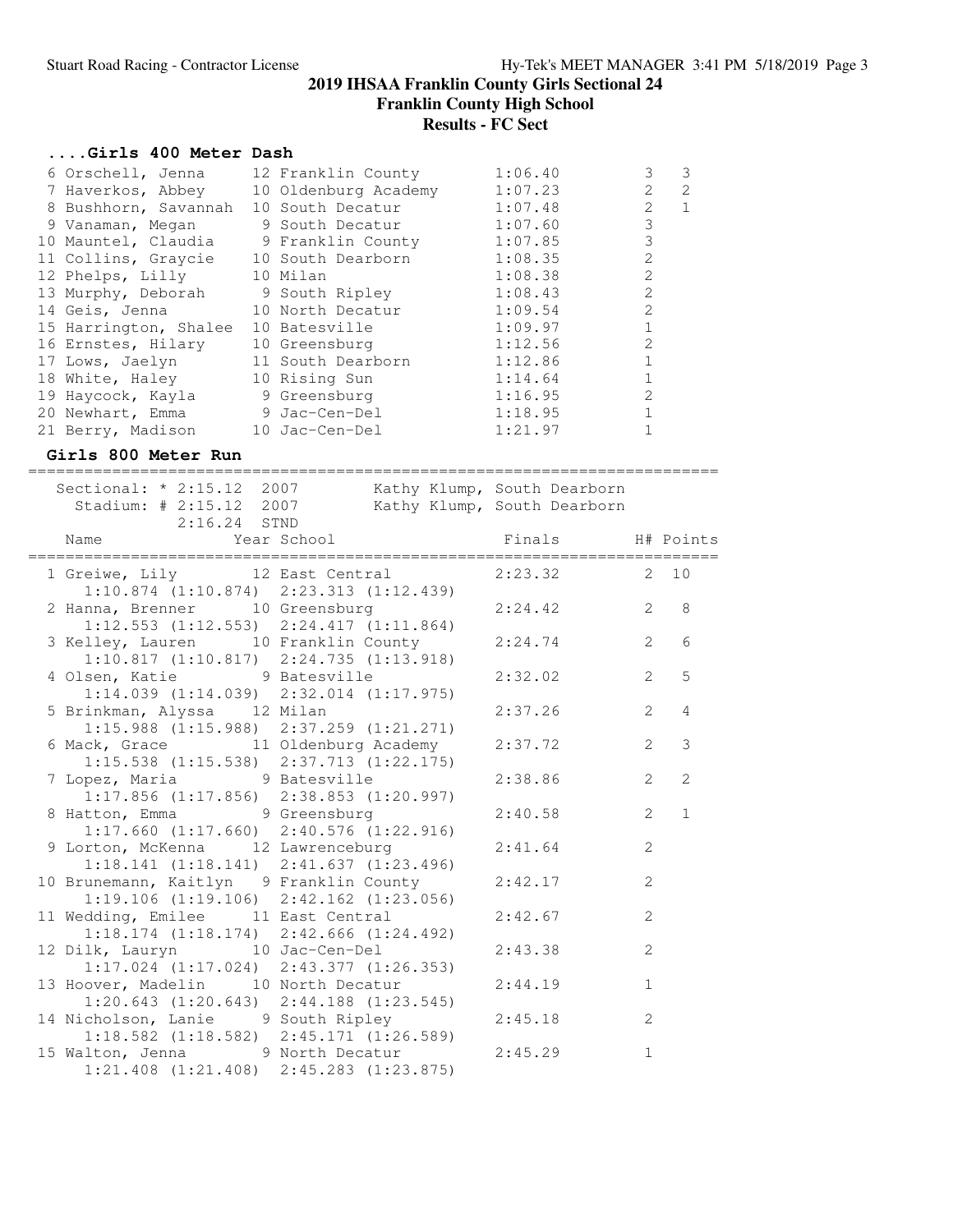## 2019 IHSAA Franklin County Girls Sectional 24
## Franklin County High School
## Results - FC Sect

### ....Girls 400 Meter Dash

| Place | Name | Year | School | Finals | H# | Points |
|---|---|---|---|---|---|---|
| 6 | Orschell, Jenna | 12 | Franklin County | 1:06.40 | 3 | 3 |
| 7 | Haverkos, Abbey | 10 | Oldenburg Academy | 1:07.23 | 2 | 2 |
| 8 | Bushhorn, Savannah | 10 | South Decatur | 1:07.48 | 2 | 1 |
| 9 | Vanaman, Megan | 9 | South Decatur | 1:07.60 | 3 | |
| 10 | Mauntel, Claudia | 9 | Franklin County | 1:07.85 | 3 | |
| 11 | Collins, Graycie | 10 | South Dearborn | 1:08.35 | 2 | |
| 12 | Phelps, Lilly | 10 | Milan | 1:08.38 | 2 | |
| 13 | Murphy, Deborah | 9 | South Ripley | 1:08.43 | 2 | |
| 14 | Geis, Jenna | 10 | North Decatur | 1:09.54 | 2 | |
| 15 | Harrington, Shalee | 10 | Batesville | 1:09.97 | 1 | |
| 16 | Ernstes, Hilary | 10 | Greensburg | 1:12.56 | 2 | |
| 17 | Lows, Jaelyn | 11 | South Dearborn | 1:12.86 | 1 | |
| 18 | White, Haley | 10 | Rising Sun | 1:14.64 | 1 | |
| 19 | Haycock, Kayla | 9 | Greensburg | 1:16.95 | 2 | |
| 20 | Newhart, Emma | 9 | Jac-Cen-Del | 1:18.95 | 1 | |
| 21 | Berry, Madison | 10 | Jac-Cen-Del | 1:21.97 | 1 | |

### Girls 800 Meter Run

Sectional: * 2:15.12 2007 Kathy Klump, South Dearborn
Stadium: # 2:15.12 2007 Kathy Klump, South Dearborn
2:16.24 STND

| Place | Name | Year | School | Finals | H# | Points |
|---|---|---|---|---|---|---|
| 1 | Greiwe, Lily | 12 | East Central | 2:23.32 | 2 | 10 |
| | 1:10.874 (1:10.874) 2:23.313 (1:12.439) | | | | | |
| 2 | Hanna, Brenner | 10 | Greensburg | 2:24.42 | 2 | 8 |
| | 1:12.553 (1:12.553) 2:24.417 (1:11.864) | | | | | |
| 3 | Kelley, Lauren | 10 | Franklin County | 2:24.74 | 2 | 6 |
| | 1:10.817 (1:10.817) 2:24.735 (1:13.918) | | | | | |
| 4 | Olsen, Katie | 9 | Batesville | 2:32.02 | 2 | 5 |
| | 1:14.039 (1:14.039) 2:32.014 (1:17.975) | | | | | |
| 5 | Brinkman, Alyssa | 12 | Milan | 2:37.26 | 2 | 4 |
| | 1:15.988 (1:15.988) 2:37.259 (1:21.271) | | | | | |
| 6 | Mack, Grace | 11 | Oldenburg Academy | 2:37.72 | 2 | 3 |
| | 1:15.538 (1:15.538) 2:37.713 (1:22.175) | | | | | |
| 7 | Lopez, Maria | 9 | Batesville | 2:38.86 | 2 | 2 |
| | 1:17.856 (1:17.856) 2:38.853 (1:20.997) | | | | | |
| 8 | Hatton, Emma | 9 | Greensburg | 2:40.58 | 2 | 1 |
| | 1:17.660 (1:17.660) 2:40.576 (1:22.916) | | | | | |
| 9 | Lorton, McKenna | 12 | Lawrenceburg | 2:41.64 | 2 | |
| | 1:18.141 (1:18.141) 2:41.637 (1:23.496) | | | | | |
| 10 | Brunemann, Kaitlyn | 9 | Franklin County | 2:42.17 | 2 | |
| | 1:19.106 (1:19.106) 2:42.162 (1:23.056) | | | | | |
| 11 | Wedding, Emilee | 11 | East Central | 2:42.67 | 2 | |
| | 1:18.174 (1:18.174) 2:42.666 (1:24.492) | | | | | |
| 12 | Dilk, Lauryn | 10 | Jac-Cen-Del | 2:43.38 | 2 | |
| | 1:17.024 (1:17.024) 2:43.377 (1:26.353) | | | | | |
| 13 | Hoover, Madelin | 10 | North Decatur | 2:44.19 | 1 | |
| | 1:20.643 (1:20.643) 2:44.188 (1:23.545) | | | | | |
| 14 | Nicholson, Lanie | 9 | South Ripley | 2:45.18 | 2 | |
| | 1:18.582 (1:18.582) 2:45.171 (1:26.589) | | | | | |
| 15 | Walton, Jenna | 9 | North Decatur | 2:45.29 | 1 | |
| | 1:21.408 (1:21.408) 2:45.283 (1:23.875) | | | | | |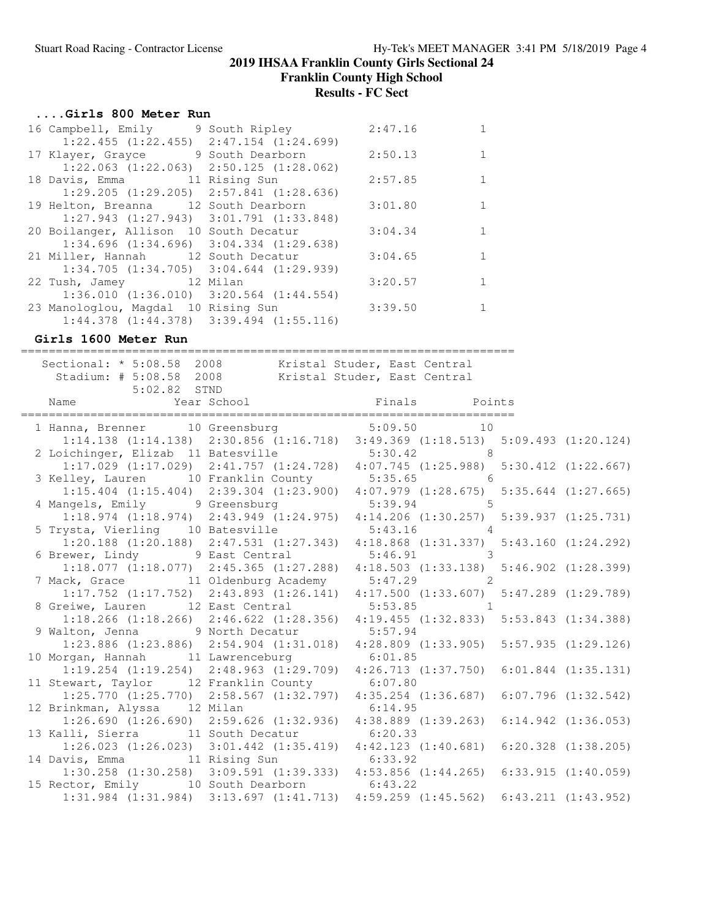## 2019 IHSAA Franklin County Girls Sectional 24

### Franklin County High School

### Results - FC Sect

#### ....Girls 800 Meter Run

```
16 Campbell, Emily       9 South Ripley          2:47.16         1
     1:22.455 (1:22.455)  2:47.154 (1:24.699)
17 Klayer, Grayce        9 South Dearborn        2:50.13         1
     1:22.063 (1:22.063)  2:50.125 (1:28.062)
18 Davis, Emma          11 Rising Sun            2:57.85         1
     1:29.205 (1:29.205)  2:57.841 (1:28.636)
19 Helton, Breanna      12 South Dearborn        3:01.80         1
     1:27.943 (1:27.943)  3:01.791 (1:33.848)
20 Boilanger, Allison  10 South Decatur          3:04.34         1
     1:34.696 (1:34.696)  3:04.334 (1:29.638)
21 Miller, Hannah       12 South Decatur         3:04.65         1
     1:34.705 (1:34.705)  3:04.644 (1:29.939)
22 Tush, Jamey          12 Milan                 3:20.57         1
     1:36.010 (1:36.010)  3:20.564 (1:44.554)
23 Manologlou, Magdal  10 Rising Sun             3:39.50         1
     1:44.378 (1:44.378)  3:39.494 (1:55.116)
```

#### Girls 1600 Meter Run

```
=======================================================================
   Sectional: * 5:08.58  2008        Kristal Studer, East Central
     Stadium: # 5:08.58  2008        Kristal Studer, East Central
              5:02.82  STND
    Name                    Year School                  Finals      Points
=======================================================================
  1 Hanna, Brenner      10 Greensburg              5:09.50        10
     1:14.138 (1:14.138)  2:30.856 (1:16.718)  3:49.369 (1:18.513)  5:09.493 (1:20.124)
  2 Loichinger, Elizab  11 Batesville              5:30.42         8
     1:17.029 (1:17.029)  2:41.757 (1:24.728)  4:07.745 (1:25.988)  5:30.412 (1:22.667)
  3 Kelley, Lauren      10 Franklin County         5:35.65         6
     1:15.404 (1:15.404)  2:39.304 (1:23.900)  4:07.979 (1:28.675)  5:35.644 (1:27.665)
  4 Mangels, Emily       9 Greensburg              5:39.94         5
     1:18.974 (1:18.974)  2:43.949 (1:24.975)  4:14.206 (1:30.257)  5:39.937 (1:25.731)
  5 Trysta, Vierling    10 Batesville              5:43.16         4
     1:20.188 (1:20.188)  2:47.531 (1:27.343)  4:18.868 (1:31.337)  5:43.160 (1:24.292)
  6 Brewer, Lindy        9 East Central            5:46.91         3
     1:18.077 (1:18.077)  2:45.365 (1:27.288)  4:18.503 (1:33.138)  5:46.902 (1:28.399)
  7 Mack, Grace         11 Oldenburg Academy       5:47.29         2
     1:17.752 (1:17.752)  2:43.893 (1:26.141)  4:17.500 (1:33.607)  5:47.289 (1:29.789)
  8 Greiwe, Lauren      12 East Central            5:53.85         1
     1:18.266 (1:18.266)  2:46.622 (1:28.356)  4:19.455 (1:32.833)  5:53.843 (1:34.388)
  9 Walton, Jenna        9 North Decatur           5:57.94
     1:23.886 (1:23.886)  2:54.904 (1:31.018)  4:28.809 (1:33.905)  5:57.935 (1:29.126)
 10 Morgan, Hannah      11 Lawrenceburg            6:01.85
     1:19.254 (1:19.254)  2:48.963 (1:29.709)  4:26.713 (1:37.750)  6:01.844 (1:35.131)
 11 Stewart, Taylor     12 Franklin County         6:07.80
     1:25.770 (1:25.770)  2:58.567 (1:32.797)  4:35.254 (1:36.687)  6:07.796 (1:32.542)
 12 Brinkman, Alyssa    12 Milan                   6:14.95
     1:26.690 (1:26.690)  2:59.626 (1:32.936)  4:38.889 (1:39.263)  6:14.942 (1:36.053)
 13 Kalli, Sierra       11 South Decatur           6:20.33
     1:26.023 (1:26.023)  3:01.442 (1:35.419)  4:42.123 (1:40.681)  6:20.328 (1:38.205)
 14 Davis, Emma         11 Rising Sun              6:33.92
     1:30.258 (1:30.258)  3:09.591 (1:39.333)  4:53.856 (1:44.265)  6:33.915 (1:40.059)
 15 Rector, Emily       10 South Dearborn          6:43.22
     1:31.984 (1:31.984)  3:13.697 (1:41.713)  4:59.259 (1:45.562)  6:43.211 (1:43.952)
```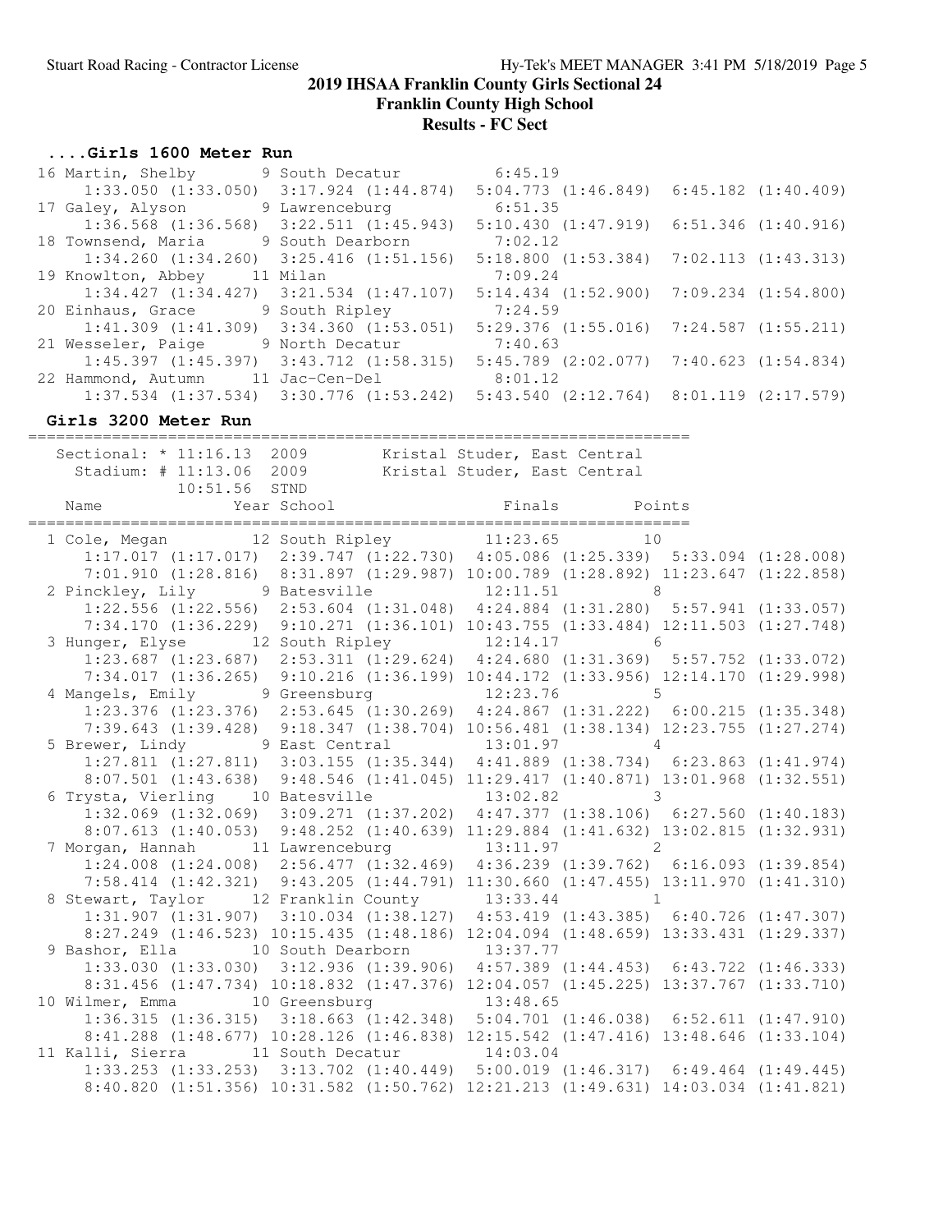## 2019 IHSAA Franklin County Girls Sectional 24

### Franklin County High School

### Results - FC Sect

#### ....Girls 1600 Meter Run

```
 16 Martin, Shelby          9 South Decatur            6:45.19
      1:33.050 (1:33.050)  3:17.924 (1:44.874)  5:04.773 (1:46.849)  6:45.182 (1:40.409)
 17 Galey, Alyson           9 Lawrenceburg             6:51.35
      1:36.568 (1:36.568)  3:22.511 (1:45.943)  5:10.430 (1:47.919)  6:51.346 (1:40.916)
 18 Townsend, Maria         9 South Dearborn           7:02.12
      1:34.260 (1:34.260)  3:25.416 (1:51.156)  5:18.800 (1:53.384)  7:02.113 (1:43.313)
 19 Knowlton, Abbey        11 Milan                    7:09.24
      1:34.427 (1:34.427)  3:21.534 (1:47.107)  5:14.434 (1:52.900)  7:09.234 (1:54.800)
 20 Einhaus, Grace          9 South Ripley             7:24.59
      1:41.309 (1:41.309)  3:34.360 (1:53.051)  5:29.376 (1:55.016)  7:24.587 (1:55.211)
 21 Wesseler, Paige         9 North Decatur            7:40.63
      1:45.397 (1:45.397)  3:43.712 (1:58.315)  5:45.789 (2:02.077)  7:40.623 (1:54.834)
 22 Hammond, Autumn        11 Jac-Cen-Del              8:01.12
      1:37.534 (1:37.534)  3:30.776 (1:53.242)  5:43.540 (2:12.764)  8:01.119 (2:17.579)
```

#### Girls 3200 Meter Run

```
========================================================================
    Sectional: * 11:16.13  2009        Kristal Studer, East Central
      Stadium: # 11:13.06  2009        Kristal Studer, East Central
               10:51.56  STND
    Name                    Year School                  Finals      Points
========================================================================
  1 Cole, Megan            12 South Ripley            11:23.65         10
      1:17.017 (1:17.017)  2:39.747 (1:22.730)  4:05.086 (1:25.339)  5:33.094 (1:28.008)
      7:01.910 (1:28.816)  8:31.897 (1:29.987) 10:00.789 (1:28.892) 11:23.647 (1:22.858)
  2 Pinckley, Lily          9 Batesville              12:11.51          8
      1:22.556 (1:22.556)  2:53.604 (1:31.048)  4:24.884 (1:31.280)  5:57.941 (1:33.057)
      7:34.170 (1:36.229)  9:10.271 (1:36.101) 10:43.755 (1:33.484) 12:11.503 (1:27.748)
  3 Hunger, Elyse          12 South Ripley            12:14.17          6
      1:23.687 (1:23.687)  2:53.311 (1:29.624)  4:24.680 (1:31.369)  5:57.752 (1:33.072)
      7:34.017 (1:36.265)  9:10.216 (1:36.199) 10:44.172 (1:33.956) 12:14.170 (1:29.998)
  4 Mangels, Emily          9 Greensburg              12:23.76          5
      1:23.376 (1:23.376)  2:53.645 (1:30.269)  4:24.867 (1:31.222)  6:00.215 (1:35.348)
      7:39.643 (1:39.428)  9:18.347 (1:38.704) 10:56.481 (1:38.134) 12:23.755 (1:27.274)
  5 Brewer, Lindy           9 East Central            13:01.97          4
      1:27.811 (1:27.811)  3:03.155 (1:35.344)  4:41.889 (1:38.734)  6:23.863 (1:41.974)
      8:07.501 (1:43.638)  9:48.546 (1:41.045) 11:29.417 (1:40.871) 13:01.968 (1:32.551)
  6 Trysta, Vierling       10 Batesville              13:02.82          3
      1:32.069 (1:32.069)  3:09.271 (1:37.202)  4:47.377 (1:38.106)  6:27.560 (1:40.183)
      8:07.613 (1:40.053)  9:48.252 (1:40.639) 11:29.884 (1:41.632) 13:02.815 (1:32.931)
  7 Morgan, Hannah         11 Lawrenceburg            13:11.97          2
      1:24.008 (1:24.008)  2:56.477 (1:32.469)  4:36.239 (1:39.762)  6:16.093 (1:39.854)
      7:58.414 (1:42.321)  9:43.205 (1:44.791) 11:30.660 (1:47.455) 13:11.970 (1:41.310)
  8 Stewart, Taylor        12 Franklin County         13:33.44          1
      1:31.907 (1:31.907)  3:10.034 (1:38.127)  4:53.419 (1:43.385)  6:40.726 (1:47.307)
      8:27.249 (1:46.523) 10:15.435 (1:48.186) 12:04.094 (1:48.659) 13:33.431 (1:29.337)
  9 Bashor, Ella           10 South Dearborn          13:37.77
      1:33.030 (1:33.030)  3:12.936 (1:39.906)  4:57.389 (1:44.453)  6:43.722 (1:46.333)
      8:31.456 (1:47.734) 10:18.832 (1:47.376) 12:04.057 (1:45.225) 13:37.767 (1:33.710)
 10 Wilmer, Emma           10 Greensburg              13:48.65
      1:36.315 (1:36.315)  3:18.663 (1:42.348)  5:04.701 (1:46.038)  6:52.611 (1:47.910)
      8:41.288 (1:48.677) 10:28.126 (1:46.838) 12:15.542 (1:47.416) 13:48.646 (1:33.104)
 11 Kalli, Sierra          11 South Decatur           14:03.04
      1:33.253 (1:33.253)  3:13.702 (1:40.449)  5:00.019 (1:46.317)  6:49.464 (1:49.445)
      8:40.820 (1:51.356) 10:31.582 (1:50.762) 12:21.213 (1:49.631) 14:03.034 (1:41.821)
```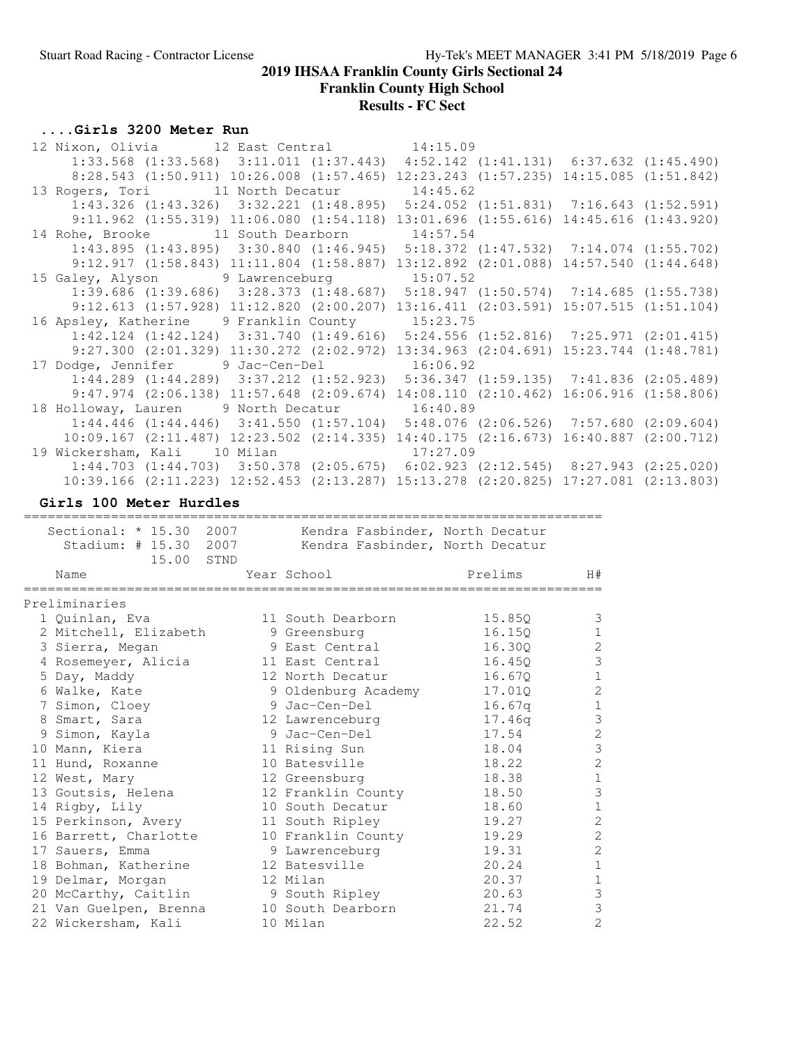## 2019 IHSAA Franklin County Girls Sectional 24

## Franklin County High School

## Results - FC Sect

### ....Girls 3200 Meter Run

```
 12 Nixon, Olivia        12 East Central         14:15.09
      1:33.568 (1:33.568)  3:11.011 (1:37.443)  4:52.142 (1:41.131)  6:37.632 (1:45.490)
      8:28.543 (1:50.911) 10:26.008 (1:57.465) 12:23.243 (1:57.235) 14:15.085 (1:51.842)
 13 Rogers, Tori         11 North Decatur        14:45.62
      1:43.326 (1:43.326)  3:32.221 (1:48.895)  5:24.052 (1:51.831)  7:16.643 (1:52.591)
      9:11.962 (1:55.319) 11:06.080 (1:54.118) 13:01.696 (1:55.616) 14:45.616 (1:43.920)
 14 Rohe, Brooke         11 South Dearborn       14:57.54
      1:43.895 (1:43.895)  3:30.840 (1:46.945)  5:18.372 (1:47.532)  7:14.074 (1:55.702)
      9:12.917 (1:58.843) 11:11.804 (1:58.887) 13:12.892 (2:01.088) 14:57.540 (1:44.648)
 15 Galey, Alyson         9 Lawrenceburg         15:07.52
      1:39.686 (1:39.686)  3:28.373 (1:48.687)  5:18.947 (1:50.574)  7:14.685 (1:55.738)
      9:12.613 (1:57.928) 11:12.820 (2:00.207) 13:16.411 (2:03.591) 15:07.515 (1:51.104)
 16 Apsley, Katherine     9 Franklin County      15:23.75
      1:42.124 (1:42.124)  3:31.740 (1:49.616)  5:24.556 (1:52.816)  7:25.971 (2:01.415)
      9:27.300 (2:01.329) 11:30.272 (2:02.972) 13:34.963 (2:04.691) 15:23.744 (1:48.781)
 17 Dodge, Jennifer       9 Jac-Cen-Del          16:06.92
      1:44.289 (1:44.289)  3:37.212 (1:52.923)  5:36.347 (1:59.135)  7:41.836 (2:05.489)
      9:47.974 (2:06.138) 11:57.648 (2:09.674) 14:08.110 (2:10.462) 16:06.916 (1:58.806)
 18 Holloway, Lauren      9 North Decatur        16:40.89
      1:44.446 (1:44.446)  3:41.550 (1:57.104)  5:48.076 (2:06.526)  7:57.680 (2:09.604)
     10:09.167 (2:11.487) 12:23.502 (2:14.335) 14:40.175 (2:16.673) 16:40.887 (2:00.712)
 19 Wickersham, Kali     10 Milan                17:27.09
      1:44.703 (1:44.703)  3:50.378 (2:05.675)  6:02.923 (2:12.545)  8:27.943 (2:25.020)
     10:39.166 (2:11.223) 12:52.453 (2:13.287) 15:13.278 (2:20.825) 17:27.081 (2:13.803)
```

### Girls 100 Meter Hurdles

```
    Sectional: * 15.30  2007        Kendra Fasbinder, North Decatur
      Stadium: # 15.30  2007        Kendra Fasbinder, North Decatur
               15.00  STND
```

| Place | Name | Year | School | Prelims | H# |
|---|---|---|---|---|---|
| **Preliminaries** | | | | | |
| 1 | Quinlan, Eva | 11 | South Dearborn | 15.85Q | 3 |
| 2 | Mitchell, Elizabeth | 9 | Greensburg | 16.15Q | 1 |
| 3 | Sierra, Megan | 9 | East Central | 16.30Q | 2 |
| 4 | Rosemeyer, Alicia | 11 | East Central | 16.45Q | 3 |
| 5 | Day, Maddy | 12 | North Decatur | 16.67Q | 1 |
| 6 | Walke, Kate | 9 | Oldenburg Academy | 17.01Q | 2 |
| 7 | Simon, Cloey | 9 | Jac-Cen-Del | 16.67q | 1 |
| 8 | Smart, Sara | 12 | Lawrenceburg | 17.46q | 3 |
| 9 | Simon, Kayla | 9 | Jac-Cen-Del | 17.54 | 2 |
| 10 | Mann, Kiera | 11 | Rising Sun | 18.04 | 3 |
| 11 | Hund, Roxanne | 10 | Batesville | 18.22 | 2 |
| 12 | West, Mary | 12 | Greensburg | 18.38 | 1 |
| 13 | Goutsis, Helena | 12 | Franklin County | 18.50 | 3 |
| 14 | Rigby, Lily | 10 | South Decatur | 18.60 | 1 |
| 15 | Perkinson, Avery | 11 | South Ripley | 19.27 | 2 |
| 16 | Barrett, Charlotte | 10 | Franklin County | 19.29 | 2 |
| 17 | Sauers, Emma | 9 | Lawrenceburg | 19.31 | 2 |
| 18 | Bohman, Katherine | 12 | Batesville | 20.24 | 1 |
| 19 | Delmar, Morgan | 12 | Milan | 20.37 | 1 |
| 20 | McCarthy, Caitlin | 9 | South Ripley | 20.63 | 3 |
| 21 | Van Guelpen, Brenna | 10 | South Dearborn | 21.74 | 3 |
| 22 | Wickersham, Kali | 10 | Milan | 22.52 | 2 |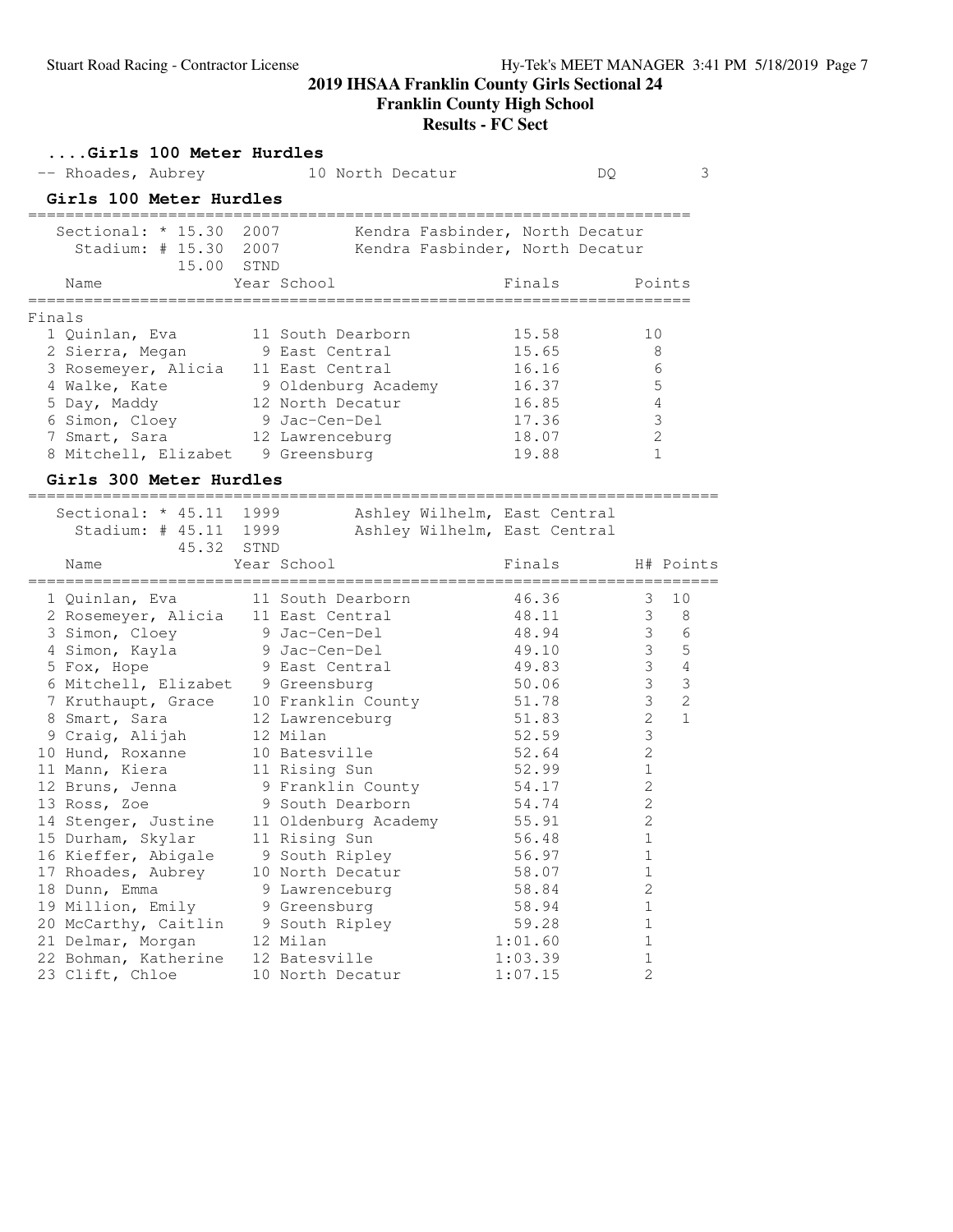## 2019 IHSAA Franklin County Girls Sectional 24

### Franklin County High School

### Results - FC Sect

### ....Girls 100 Meter Hurdles

| Place | Name | Year | School | Finals | H# |
|---|---|---|---|---|---|
| -- | Rhoades, Aubrey | 10 | North Decatur | DQ | 3 |

### Girls 100 Meter Hurdles

Sectional: * 15.30 2007 Kendra Fasbinder, North Decatur
Stadium: # 15.30 2007 Kendra Fasbinder, North Decatur
15.00 STND

**Finals**

| Place | Name | Year | School | Finals | Points |
|---|---|---|---|---|---|
| 1 | Quinlan, Eva | 11 | South Dearborn | 15.58 | 10 |
| 2 | Sierra, Megan | 9 | East Central | 15.65 | 8 |
| 3 | Rosemeyer, Alicia | 11 | East Central | 16.16 | 6 |
| 4 | Walke, Kate | 9 | Oldenburg Academy | 16.37 | 5 |
| 5 | Day, Maddy | 12 | North Decatur | 16.85 | 4 |
| 6 | Simon, Cloey | 9 | Jac-Cen-Del | 17.36 | 3 |
| 7 | Smart, Sara | 12 | Lawrenceburg | 18.07 | 2 |
| 8 | Mitchell, Elizabet | 9 | Greensburg | 19.88 | 1 |

### Girls 300 Meter Hurdles

Sectional: * 45.11 1999 Ashley Wilhelm, East Central
Stadium: # 45.11 1999 Ashley Wilhelm, East Central
45.32 STND

| Place | Name | Year | School | Finals | H# | Points |
|---|---|---|---|---|---|---|
| 1 | Quinlan, Eva | 11 | South Dearborn | 46.36 | 3 | 10 |
| 2 | Rosemeyer, Alicia | 11 | East Central | 48.11 | 3 | 8 |
| 3 | Simon, Cloey | 9 | Jac-Cen-Del | 48.94 | 3 | 6 |
| 4 | Simon, Kayla | 9 | Jac-Cen-Del | 49.10 | 3 | 5 |
| 5 | Fox, Hope | 9 | East Central | 49.83 | 3 | 4 |
| 6 | Mitchell, Elizabet | 9 | Greensburg | 50.06 | 3 | 3 |
| 7 | Kruthaupt, Grace | 10 | Franklin County | 51.78 | 3 | 2 |
| 8 | Smart, Sara | 12 | Lawrenceburg | 51.83 | 2 | 1 |
| 9 | Craig, Alijah | 12 | Milan | 52.59 | 3 | |
| 10 | Hund, Roxanne | 10 | Batesville | 52.64 | 2 | |
| 11 | Mann, Kiera | 11 | Rising Sun | 52.99 | 1 | |
| 12 | Bruns, Jenna | 9 | Franklin County | 54.17 | 2 | |
| 13 | Ross, Zoe | 9 | South Dearborn | 54.74 | 2 | |
| 14 | Stenger, Justine | 11 | Oldenburg Academy | 55.91 | 2 | |
| 15 | Durham, Skylar | 11 | Rising Sun | 56.48 | 1 | |
| 16 | Kieffer, Abigale | 9 | South Ripley | 56.97 | 1 | |
| 17 | Rhoades, Aubrey | 10 | North Decatur | 58.07 | 1 | |
| 18 | Dunn, Emma | 9 | Lawrenceburg | 58.84 | 2 | |
| 19 | Million, Emily | 9 | Greensburg | 58.94 | 1 | |
| 20 | McCarthy, Caitlin | 9 | South Ripley | 59.28 | 1 | |
| 21 | Delmar, Morgan | 12 | Milan | 1:01.60 | 1 | |
| 22 | Bohman, Katherine | 12 | Batesville | 1:03.39 | 1 | |
| 23 | Clift, Chloe | 10 | North Decatur | 1:07.15 | 2 | |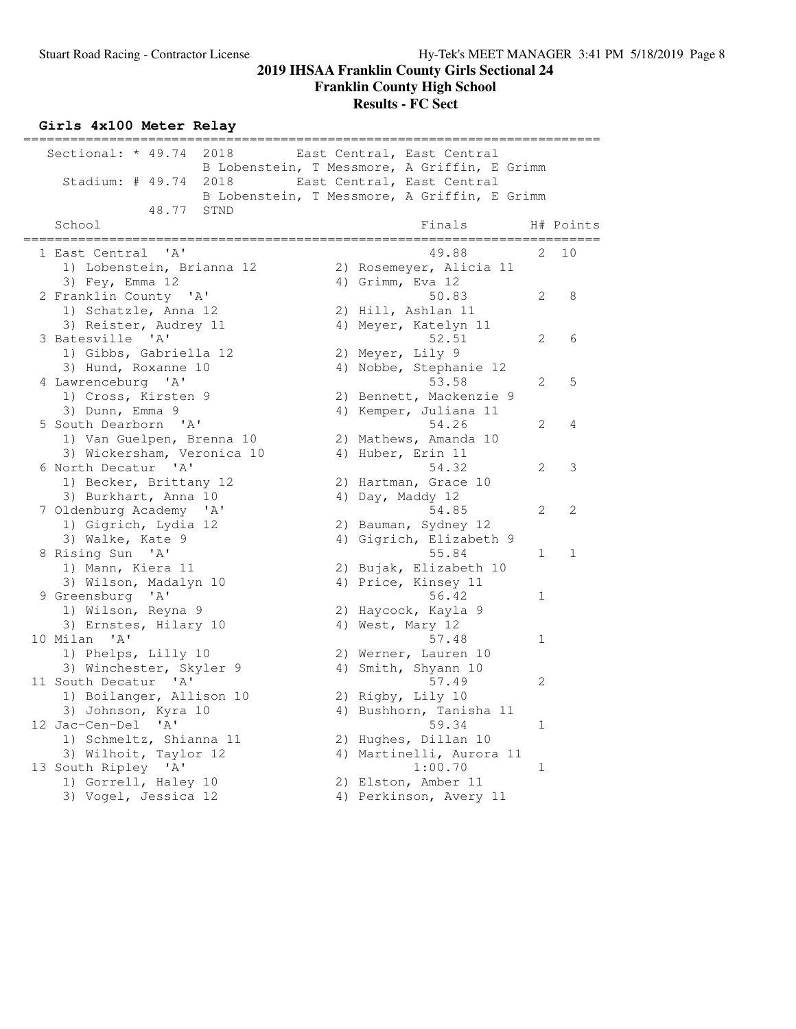## 2019 IHSAA Franklin County Girls Sectional 24
## Franklin County High School
## Results - FC Sect

### Girls 4x100 Meter Relay

Sectional: * 49.74 2018 East Central, East Central
B Lobenstein, T Messmore, A Griffin, E Grimm

Stadium: # 49.74 2018 East Central, East Central
B Lobenstein, T Messmore, A Griffin, E Grimm

48.77 STND

| | School | Finals | H# | Points |
|---|---|---|---|---|
| 1 | East Central 'A' | 49.88 | 2 | 10 |
| | 1) Lobenstein, Brianna 12; 2) Rosemeyer, Alicia 11; 3) Fey, Emma 12; 4) Grimm, Eva 12 | | | |
| 2 | Franklin County 'A' | 50.83 | 2 | 8 |
| | 1) Schatzle, Anna 12; 2) Hill, Ashlan 11; 3) Reister, Audrey 11; 4) Meyer, Katelyn 11 | | | |
| 3 | Batesville 'A' | 52.51 | 2 | 6 |
| | 1) Gibbs, Gabriella 12; 2) Meyer, Lily 9; 3) Hund, Roxanne 10; 4) Nobbe, Stephanie 12 | | | |
| 4 | Lawrenceburg 'A' | 53.58 | 2 | 5 |
| | 1) Cross, Kirsten 9; 2) Bennett, Mackenzie 9; 3) Dunn, Emma 9; 4) Kemper, Juliana 11 | | | |
| 5 | South Dearborn 'A' | 54.26 | 2 | 4 |
| | 1) Van Guelpen, Brenna 10; 2) Mathews, Amanda 10; 3) Wickersham, Veronica 10; 4) Huber, Erin 11 | | | |
| 6 | North Decatur 'A' | 54.32 | 2 | 3 |
| | 1) Becker, Brittany 12; 2) Hartman, Grace 10; 3) Burkhart, Anna 10; 4) Day, Maddy 12 | | | |
| 7 | Oldenburg Academy 'A' | 54.85 | 2 | 2 |
| | 1) Gigrich, Lydia 12; 2) Bauman, Sydney 12; 3) Walke, Kate 9; 4) Gigrich, Elizabeth 9 | | | |
| 8 | Rising Sun 'A' | 55.84 | 1 | 1 |
| | 1) Mann, Kiera 11; 2) Bujak, Elizabeth 10; 3) Wilson, Madalyn 10; 4) Price, Kinsey 11 | | | |
| 9 | Greensburg 'A' | 56.42 | 1 | |
| | 1) Wilson, Reyna 9; 2) Haycock, Kayla 9; 3) Ernstes, Hilary 10; 4) West, Mary 12 | | | |
| 10 | Milan 'A' | 57.48 | 1 | |
| | 1) Phelps, Lilly 10; 2) Werner, Lauren 10; 3) Winchester, Skyler 9; 4) Smith, Shyann 10 | | | |
| 11 | South Decatur 'A' | 57.49 | 2 | |
| | 1) Boilanger, Allison 10; 2) Rigby, Lily 10; 3) Johnson, Kyra 10; 4) Bushhorn, Tanisha 11 | | | |
| 12 | Jac-Cen-Del 'A' | 59.34 | 1 | |
| | 1) Schmeltz, Shianna 11; 2) Hughes, Dillan 10; 3) Wilhoit, Taylor 12; 4) Martinelli, Aurora 11 | | | |
| 13 | South Ripley 'A' | 1:00.70 | 1 | |
| | 1) Gorrell, Haley 10; 2) Elston, Amber 11; 3) Vogel, Jessica 12; 4) Perkinson, Avery 11 | | | |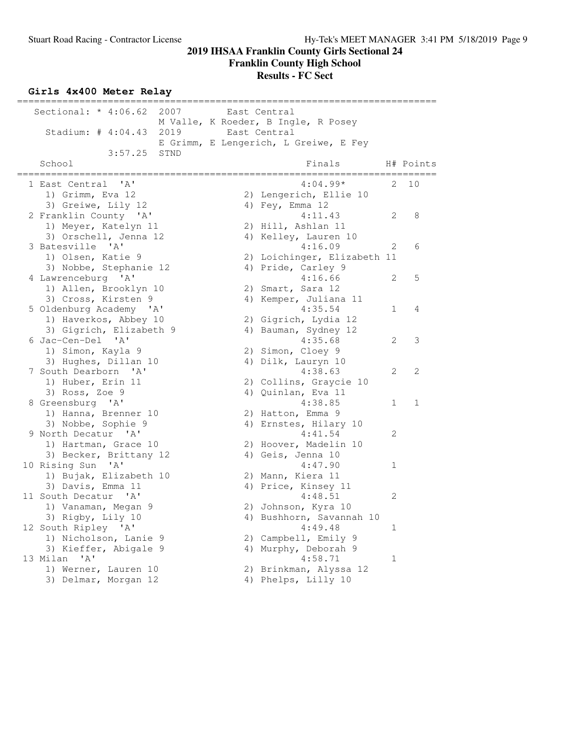# 2019 IHSAA Franklin County Girls Sectional 24

## Franklin County High School

### Results - FC Sect

**Girls 4x400 Meter Relay**

```
=========================================================================
   Sectional: * 4:06.62  2007        East Central                       
                        M Valle, K Roeder, B Ingle, R Posey             
     Stadium: # 4:04.43  2019        East Central                       
                        E Grimm, E Lengerich, L Greiwe, E Fey           
             3:57.25  STND                                              
    School                                          Finals        H# Points
=========================================================================
  1 East Central  'A'                               4:04.99*       2  10   
     1) Grimm, Eva 12                  2) Lengerich, Ellie 10             
     3) Greiwe, Lily 12                4) Fey, Emma 12                    
  2 Franklin County  'A'                            4:11.43        2   8   
     1) Meyer, Katelyn 11              2) Hill, Ashlan 11                 
     3) Orschell, Jenna 12             4) Kelley, Lauren 10               
  3 Batesville  'A'                                 4:16.09        2   6   
     1) Olsen, Katie 9                 2) Loichinger, Elizabeth 11        
     3) Nobbe, Stephanie 12            4) Pride, Carley 9                 
  4 Lawrenceburg  'A'                               4:16.66        2   5   
     1) Allen, Brooklyn 10             2) Smart, Sara 12                  
     3) Cross, Kirsten 9               4) Kemper, Juliana 11              
  5 Oldenburg Academy  'A'                          4:35.54        1   4   
     1) Haverkos, Abbey 10             2) Gigrich, Lydia 12               
     3) Gigrich, Elizabeth 9           4) Bauman, Sydney 12               
  6 Jac-Cen-Del  'A'                                4:35.68        2   3   
     1) Simon, Kayla 9                 2) Simon, Cloey 9                  
     3) Hughes, Dillan 10              4) Dilk, Lauryn 10                 
  7 South Dearborn  'A'                             4:38.63        2   2   
     1) Huber, Erin 11                 2) Collins, Graycie 10             
     3) Ross, Zoe 9                    4) Quinlan, Eva 11                 
  8 Greensburg  'A'                                 4:38.85        1   1   
     1) Hanna, Brenner 10              2) Hatton, Emma 9                  
     3) Nobbe, Sophie 9                4) Ernstes, Hilary 10              
  9 North Decatur  'A'                              4:41.54        2       
     1) Hartman, Grace 10              2) Hoover, Madelin 10              
     3) Becker, Brittany 12            4) Geis, Jenna 10                  
 10 Rising Sun  'A'                                 4:47.90        1       
     1) Bujak, Elizabeth 10            2) Mann, Kiera 11                  
     3) Davis, Emma 11                 4) Price, Kinsey 11                
 11 South Decatur  'A'                              4:48.51        2       
     1) Vanaman, Megan 9               2) Johnson, Kyra 10                
     3) Rigby, Lily 10                 4) Bushhorn, Savannah 10           
 12 South Ripley  'A'                               4:49.48        1       
     1) Nicholson, Lanie 9             2) Campbell, Emily 9               
     3) Kieffer, Abigale 9             4) Murphy, Deborah 9               
 13 Milan  'A'                                      4:58.71        1       
     1) Werner, Lauren 10              2) Brinkman, Alyssa 12             
     3) Delmar, Morgan 12              4) Phelps, Lilly 10
```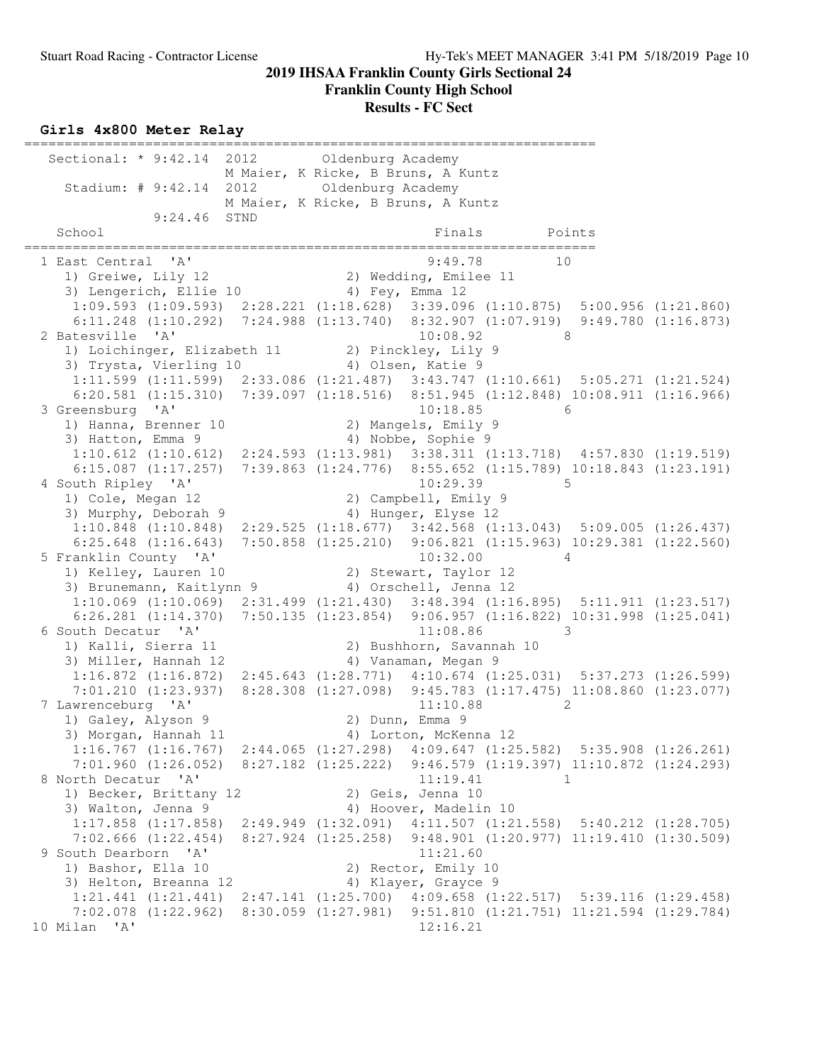## 2019 IHSAA Franklin County Girls Sectional 24

### Franklin County High School

### Results - FC Sect

#### Girls 4x800 Meter Relay

```
=======================================================================
   Sectional: * 9:42.14  2012        Oldenburg Academy
                         M Maier, K Ricke, B Bruns, A Kuntz
     Stadium: # 9:42.14  2012        Oldenburg Academy
                         M Maier, K Ricke, B Bruns, A Kuntz
             9:24.46  STND
    School                                            Finals        Points
=======================================================================
  1 East Central  'A'                                 9:49.78         10
     1) Greiwe, Lily 12                2) Wedding, Emilee 11
     3) Lengerich, Ellie 10            4) Fey, Emma 12
      1:09.593 (1:09.593)  2:28.221 (1:18.628)  3:39.096 (1:10.875)  5:00.956 (1:21.860)
      6:11.248 (1:10.292)  7:24.988 (1:13.740)  8:32.907 (1:07.919)  9:49.780 (1:16.873)
  2 Batesville  'A'                                  10:08.92          8
     1) Loichinger, Elizabeth 11       2) Pinckley, Lily 9
     3) Trysta, Vierling 10            4) Olsen, Katie 9
      1:11.599 (1:11.599)  2:33.086 (1:21.487)  3:43.747 (1:10.661)  5:05.271 (1:21.524)
      6:20.581 (1:15.310)  7:39.097 (1:18.516)  8:51.945 (1:12.848) 10:08.911 (1:16.966)
  3 Greensburg  'A'                                  10:18.85          6
     1) Hanna, Brenner 10              2) Mangels, Emily 9
     3) Hatton, Emma 9                 4) Nobbe, Sophie 9
      1:10.612 (1:10.612)  2:24.593 (1:13.981)  3:38.311 (1:13.718)  4:57.830 (1:19.519)
      6:15.087 (1:17.257)  7:39.863 (1:24.776)  8:55.652 (1:15.789) 10:18.843 (1:23.191)
  4 South Ripley  'A'                                10:29.39          5
     1) Cole, Megan 12                 2) Campbell, Emily 9
     3) Murphy, Deborah 9              4) Hunger, Elyse 12
      1:10.848 (1:10.848)  2:29.525 (1:18.677)  3:42.568 (1:13.043)  5:09.005 (1:26.437)
      6:25.648 (1:16.643)  7:50.858 (1:25.210)  9:06.821 (1:15.963) 10:29.381 (1:22.560)
  5 Franklin County  'A'                             10:32.00          4
     1) Kelley, Lauren 10              2) Stewart, Taylor 12
     3) Brunemann, Kaitlynn 9          4) Orschell, Jenna 12
      1:10.069 (1:10.069)  2:31.499 (1:21.430)  3:48.394 (1:16.895)  5:11.911 (1:23.517)
      6:26.281 (1:14.370)  7:50.135 (1:23.854)  9:06.957 (1:16.822) 10:31.998 (1:25.041)
  6 South Decatur  'A'                               11:08.86          3
     1) Kalli, Sierra 11               2) Bushhorn, Savannah 10
     3) Miller, Hannah 12              4) Vanaman, Megan 9
      1:16.872 (1:16.872)  2:45.643 (1:28.771)  4:10.674 (1:25.031)  5:37.273 (1:26.599)
      7:01.210 (1:23.937)  8:28.308 (1:27.098)  9:45.783 (1:17.475) 11:08.860 (1:23.077)
  7 Lawrenceburg  'A'                                11:10.88          2
     1) Galey, Alyson 9                2) Dunn, Emma 9
     3) Morgan, Hannah 11              4) Lorton, McKenna 12
      1:16.767 (1:16.767)  2:44.065 (1:27.298)  4:09.647 (1:25.582)  5:35.908 (1:26.261)
      7:01.960 (1:26.052)  8:27.182 (1:25.222)  9:46.579 (1:19.397) 11:10.872 (1:24.293)
  8 North Decatur  'A'                               11:19.41          1
     1) Becker, Brittany 12            2) Geis, Jenna 10
     3) Walton, Jenna 9                4) Hoover, Madelin 10
      1:17.858 (1:17.858)  2:49.949 (1:32.091)  4:11.507 (1:21.558)  5:40.212 (1:28.705)
      7:02.666 (1:22.454)  8:27.924 (1:25.258)  9:48.901 (1:20.977) 11:19.410 (1:30.509)
  9 South Dearborn  'A'                              11:21.60
     1) Bashor, Ella 10                2) Rector, Emily 10
     3) Helton, Breanna 12             4) Klayer, Grayce 9
      1:21.441 (1:21.441)  2:47.141 (1:25.700)  4:09.658 (1:22.517)  5:39.116 (1:29.458)
      7:02.078 (1:22.962)  8:30.059 (1:27.981)  9:51.810 (1:21.751) 11:21.594 (1:29.784)
 10 Milan  'A'                                       12:16.21
```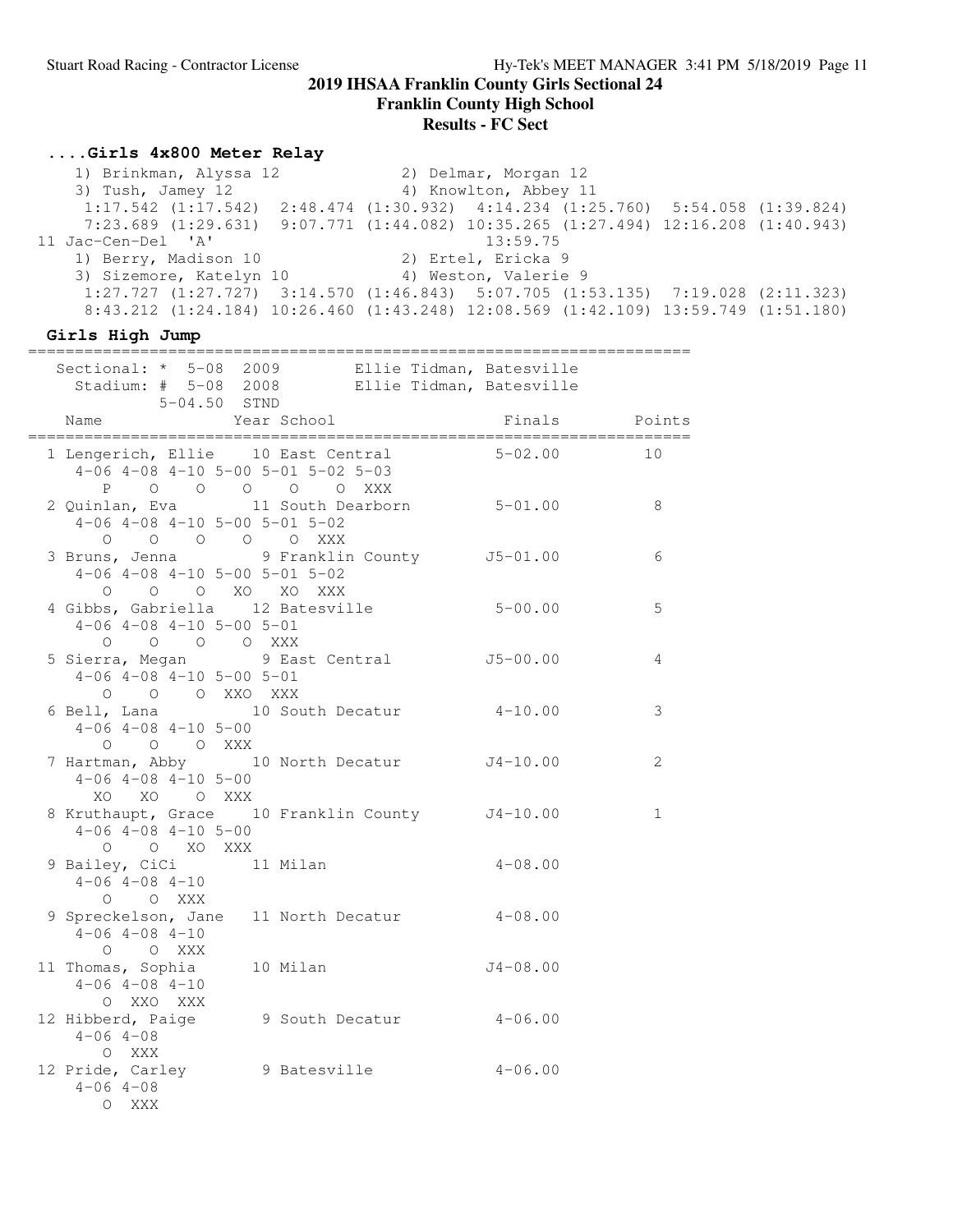# 2019 IHSAA Franklin County Girls Sectional 24

## Franklin County High School

### Results - FC Sect

#### ....Girls 4x800 Meter Relay

```
    1) Brinkman, Alyssa 12            2) Delmar, Morgan 12
    3) Tush, Jamey 12                 4) Knowlton, Abbey 11
     1:17.542 (1:17.542)  2:48.474 (1:30.932)  4:14.234 (1:25.760)  5:54.058 (1:39.824)
     7:23.689 (1:29.631)  9:07.771 (1:44.082) 10:35.265 (1:27.494) 12:16.208 (1:40.943)
 11 Jac-Cen-Del  'A'                                13:59.75
    1) Berry, Madison 10              2) Ertel, Ericka 9
    3) Sizemore, Katelyn 10           4) Weston, Valerie 9
     1:27.727 (1:27.727)  3:14.570 (1:46.843)  5:07.705 (1:53.135)  7:19.028 (2:11.323)
     8:43.212 (1:24.184) 10:26.460 (1:43.248) 12:08.569 (1:42.109) 13:59.749 (1:51.180)
```

#### Girls High Jump

```
=======================================================================
   Sectional: *  5-08  2009        Ellie Tidman, Batesville
     Stadium: #  5-08  2008        Ellie Tidman, Batesville
              5-04.50  STND
    Name                 Year School                 Finals      Points
=======================================================================
  1 Lengerich, Ellie    10 East Central            5-02.00         10
     4-06 4-08 4-10 5-00 5-01 5-02 5-03
        P    O    O    O    O    O  XXX
  2 Quinlan, Eva        11 South Dearborn          5-01.00          8
     4-06 4-08 4-10 5-00 5-01 5-02
        O    O    O    O    O  XXX
  3 Bruns, Jenna         9 Franklin County        J5-01.00          6
     4-06 4-08 4-10 5-00 5-01 5-02
        O    O    O   XO   XO  XXX
  4 Gibbs, Gabriella    12 Batesville              5-00.00          5
     4-06 4-08 4-10 5-00 5-01
        O    O    O    O  XXX
  5 Sierra, Megan        9 East Central           J5-00.00          4
     4-06 4-08 4-10 5-00 5-01
        O    O    O  XXO  XXX
  6 Bell, Lana          10 South Decatur           4-10.00          3
     4-06 4-08 4-10 5-00
        O    O    O  XXX
  7 Hartman, Abby       10 North Decatur          J4-10.00          2
     4-06 4-08 4-10 5-00
       XO   XO    O  XXX
  8 Kruthaupt, Grace    10 Franklin County        J4-10.00          1
     4-06 4-08 4-10 5-00
        O    O   XO  XXX
  9 Bailey, CiCi        11 Milan                   4-08.00
     4-06 4-08 4-10
        O    O  XXX
  9 Spreckelson, Jane   11 North Decatur           4-08.00
     4-06 4-08 4-10
        O    O  XXX
 11 Thomas, Sophia      10 Milan                  J4-08.00
     4-06 4-08 4-10
        O  XXO  XXX
 12 Hibberd, Paige       9 South Decatur           4-06.00
     4-06 4-08
        O  XXX
 12 Pride, Carley        9 Batesville              4-06.00
     4-06 4-08
        O  XXX
```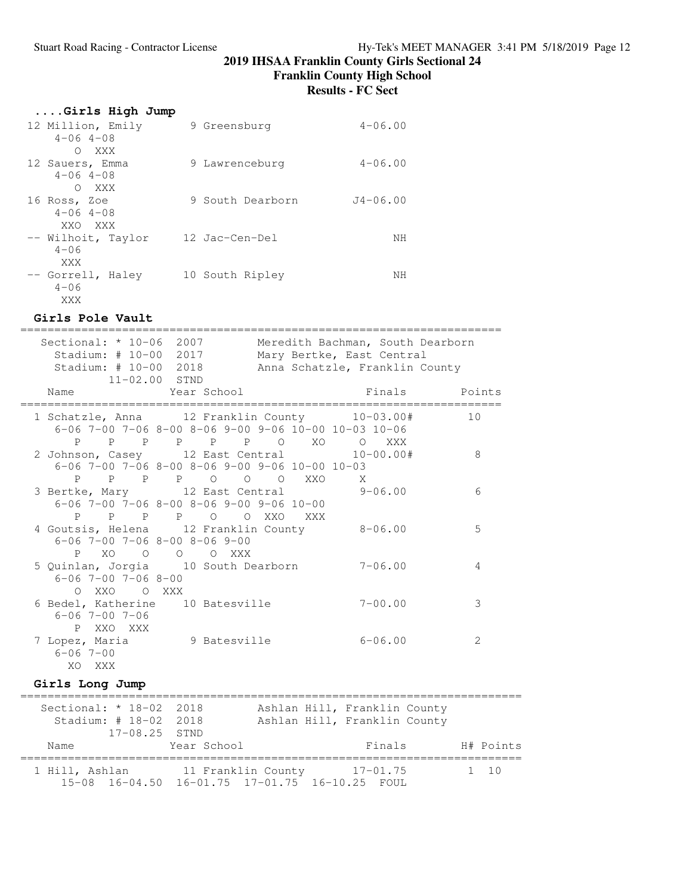## ....Girls High Jump

```
 12 Million, Emily       9 Greensburg            4-06.00
    4-06 4-08
     O  XXX
 12 Sauers, Emma         9 Lawrenceburg          4-06.00
    4-06 4-08
     O  XXX
 16 Ross, Zoe            9 South Dearborn       J4-06.00
    4-06 4-08
     XXO  XXX
 -- Wilhoit, Taylor     12 Jac-Cen-Del                NH
    4-06
     XXX
 -- Gorrell, Haley      10 South Ripley               NH
    4-06
     XXX
```

## Girls Pole Vault

```
=======================================================================
   Sectional: * 10-06  2007        Meredith Bachman, South Dearborn
     Stadium: # 10-00  2017        Mary Bertke, East Central
     Stadium: # 10-00  2018        Anna Schatzle, Franklin County
             11-02.00  STND
    Name                 Year School                 Finals      Points
=======================================================================
  1 Schatzle, Anna      12 Franklin County        10-03.00#        10
     6-06 7-00 7-06 8-00 8-06 9-00 9-06 10-00 10-03 10-06
        P    P    P    P    P    P    O    XO     O   XXX
  2 Johnson, Casey      12 East Central           10-00.00#         8
     6-06 7-00 7-06 8-00 8-06 9-00 9-06 10-00 10-03
        P    P    P    P    O    O    O   XXO     X
  3 Bertke, Mary        12 East Central            9-06.00          6
     6-06 7-00 7-06 8-00 8-06 9-00 9-06 10-00
        P    P    P    P    O    O  XXO   XXX
  4 Goutsis, Helena     12 Franklin County         8-06.00          5
     6-06 7-00 7-06 8-00 8-06 9-00
        P   XO    O    O    O  XXX
  5 Quinlan, Jorgia     10 South Dearborn          7-06.00          4
     6-06 7-00 7-06 8-00
        O  XXO    O  XXX
  6 Bedel, Katherine    10 Batesville              7-00.00          3
     6-06 7-00 7-06
        P  XXO  XXX
  7 Lopez, Maria         9 Batesville              6-06.00          2
     6-06 7-00
       XO  XXX
```

## Girls Long Jump

```
==========================================================================
   Sectional: * 18-02  2018        Ashlan Hill, Franklin County
     Stadium: # 18-02  2018        Ashlan Hill, Franklin County
             17-08.25  STND
    Name                 Year School                 Finals        H# Points
==========================================================================
  1 Hill, Ashlan        11 Franklin County        17-01.75         1  10
     15-08  16-04.50  16-01.75  17-01.75  16-10.25  FOUL
```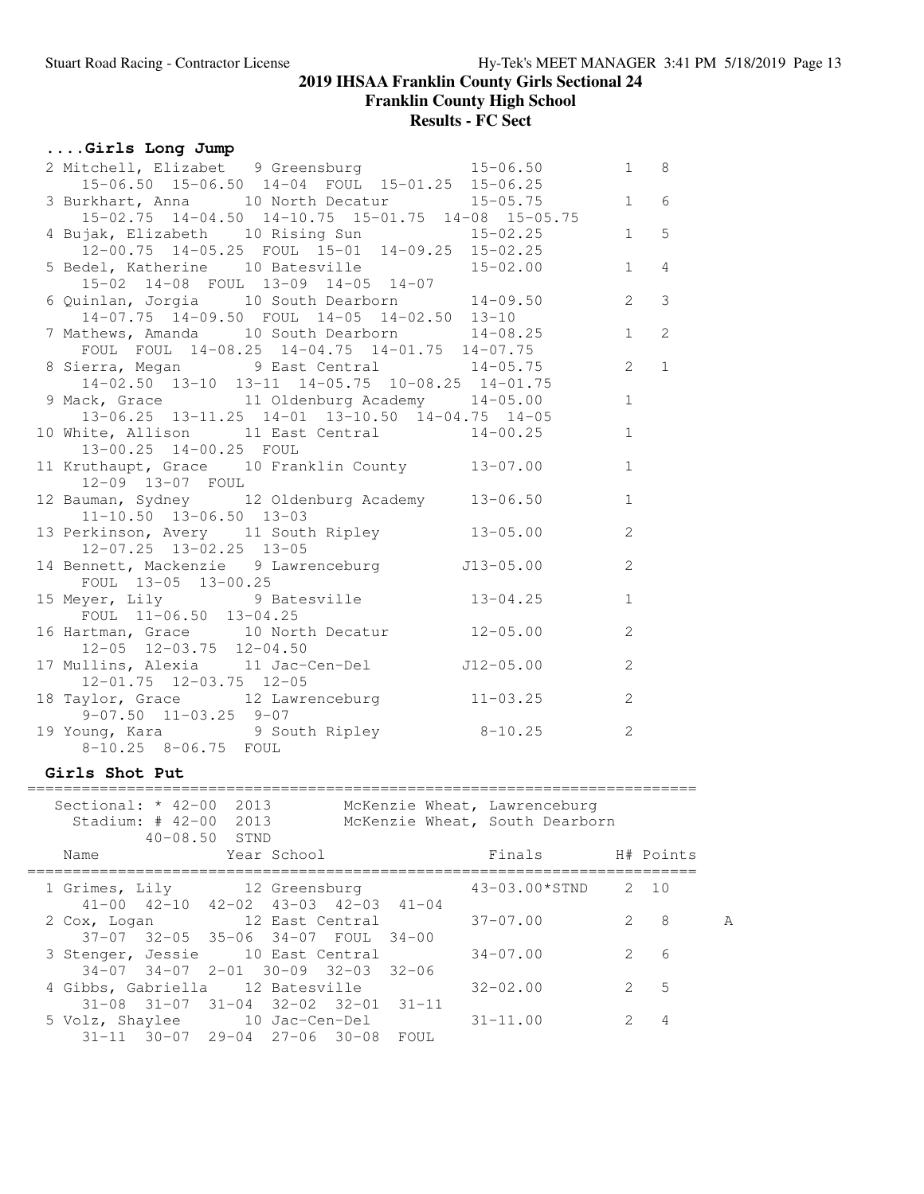# 2019 IHSAA Franklin County Girls Sectional 24

## Franklin County High School

### Results - FC Sect

#### ....Girls Long Jump

```
  2 Mitchell, Elizabet   9 Greensburg            15-06.50         1   8
     15-06.50  15-06.50  14-04  FOUL  15-01.25  15-06.25
  3 Burkhart, Anna      10 North Decatur         15-05.75         1   6
     15-02.75  14-04.50  14-10.75  15-01.75  14-08  15-05.75
  4 Bujak, Elizabeth    10 Rising Sun            15-02.25         1   5
     12-00.75  14-05.25  FOUL  15-01  14-09.25  15-02.25
  5 Bedel, Katherine    10 Batesville            15-02.00         1   4
     15-02  14-08  FOUL  13-09  14-05  14-07
  6 Quinlan, Jorgia     10 South Dearborn        14-09.50         2   3
     14-07.75  14-09.50  FOUL  14-05  14-02.50  13-10
  7 Mathews, Amanda     10 South Dearborn        14-08.25         1   2
     FOUL  FOUL  14-08.25  14-04.75  14-01.75  14-07.75
  8 Sierra, Megan        9 East Central          14-05.75         2   1
     14-02.50  13-10  13-11  14-05.75  10-08.25  14-01.75
  9 Mack, Grace         11 Oldenburg Academy     14-05.00         1
     13-06.25  13-11.25  14-01  13-10.50  14-04.75  14-05
 10 White, Allison      11 East Central          14-00.25         1
     13-00.25  14-00.25  FOUL
 11 Kruthaupt, Grace    10 Franklin County       13-07.00         1
     12-09  13-07  FOUL
 12 Bauman, Sydney      12 Oldenburg Academy     13-06.50         1
     11-10.50  13-06.50  13-03
 13 Perkinson, Avery    11 South Ripley          13-05.00         2
     12-07.25  13-02.25  13-05
 14 Bennett, Mackenzie   9 Lawrenceburg         J13-05.00         2
     FOUL  13-05  13-00.25
 15 Meyer, Lily          9 Batesville            13-04.25         1
     FOUL  11-06.50  13-04.25
 16 Hartman, Grace      10 North Decatur         12-05.00         2
     12-05  12-03.75  12-04.50
 17 Mullins, Alexia     11 Jac-Cen-Del          J12-05.00         2
     12-01.75  12-03.75  12-05
 18 Taylor, Grace       12 Lawrenceburg          11-03.25         2
     9-07.50  11-03.25  9-07
 19 Young, Kara          9 South Ripley           8-10.25         2
     8-10.25  8-06.75  FOUL
```

#### Girls Shot Put

```
=========================================================================
   Sectional: * 42-00  2013       McKenzie Wheat, Lawrenceburg
     Stadium: # 42-00  2013       McKenzie Wheat, South Dearborn
          40-08.50  STND
    Name              Year School                 Finals       H# Points
=========================================================================
  1 Grimes, Lily        12 Greensburg          43-03.00*STND    2  10
     41-00  42-10  42-02  43-03  42-03  41-04
  2 Cox, Logan          12 East Central          37-07.00       2   8      A
     37-07  32-05  35-06  34-07  FOUL  34-00
  3 Stenger, Jessie     10 East Central          34-07.00       2   6
     34-07  34-07  2-01  30-09  32-03  32-06
  4 Gibbs, Gabriella    12 Batesville            32-02.00       2   5
     31-08  31-07  31-04  32-02  32-01  31-11
  5 Volz, Shaylee       10 Jac-Cen-Del           31-11.00       2   4
     31-11  30-07  29-04  27-06  30-08  FOUL
```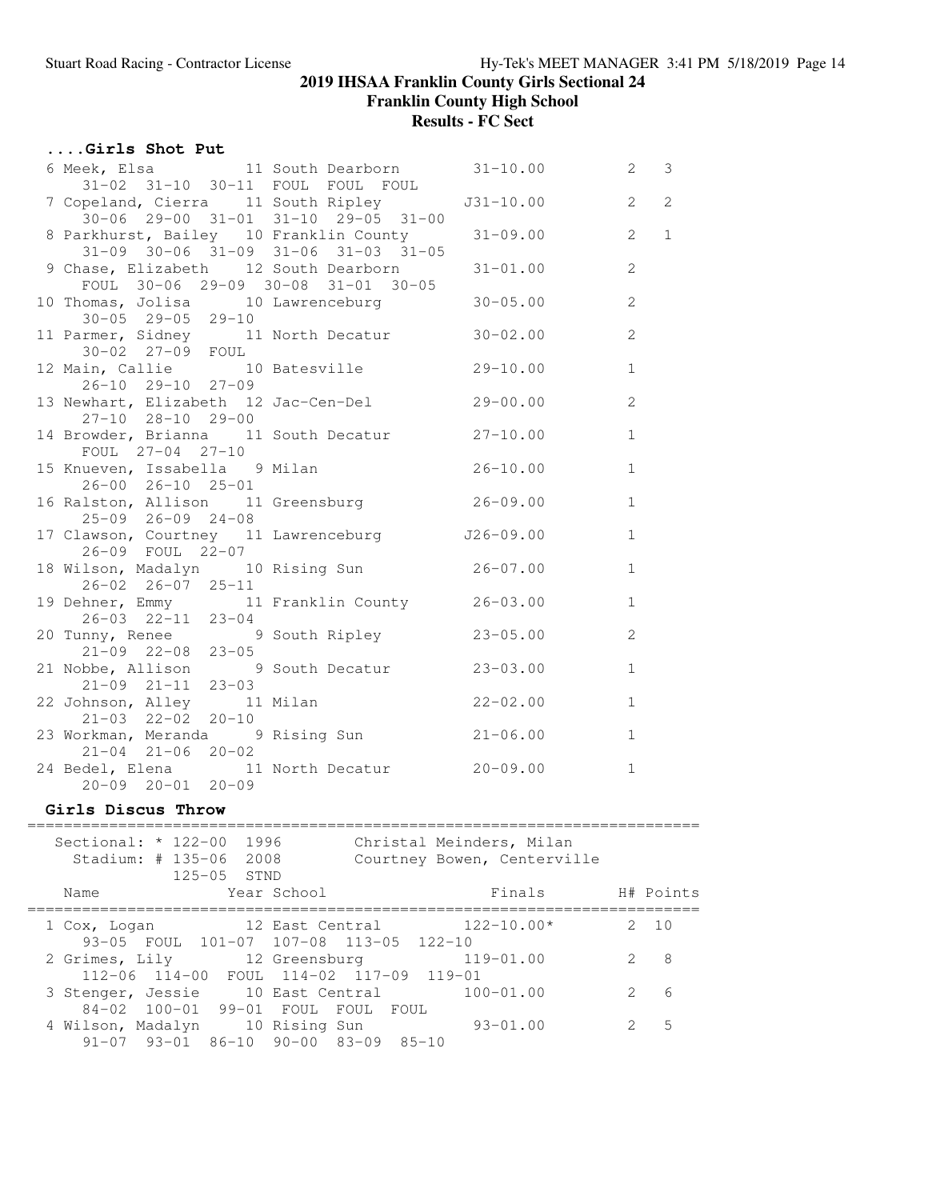# 2019 IHSAA Franklin County Girls Sectional 24

## Franklin County High School

### Results - FC Sect

#### ....Girls Shot Put

| Place | Name | Year | School | Finals | H# | Points |
|---|---|---|---|---|---|---|
| 6 | Meek, Elsa | 11 | South Dearborn | 31-10.00 | 2 | 3 |
| | 31-02 31-10 30-11 FOUL FOUL FOUL | | | | | |
| 7 | Copeland, Cierra | 11 | South Ripley | J31-10.00 | 2 | 2 |
| | 30-06 29-00 31-01 31-10 29-05 31-00 | | | | | |
| 8 | Parkhurst, Bailey | 10 | Franklin County | 31-09.00 | 2 | 1 |
| | 31-09 30-06 31-09 31-06 31-03 31-05 | | | | | |
| 9 | Chase, Elizabeth | 12 | South Dearborn | 31-01.00 | 2 | |
| | FOUL 30-06 29-09 30-08 31-01 30-05 | | | | | |
| 10 | Thomas, Jolisa | 10 | Lawrenceburg | 30-05.00 | 2 | |
| | 30-05 29-05 29-10 | | | | | |
| 11 | Parmer, Sidney | 11 | North Decatur | 30-02.00 | 2 | |
| | 30-02 27-09 FOUL | | | | | |
| 12 | Main, Callie | 10 | Batesville | 29-10.00 | 1 | |
| | 26-10 29-10 27-09 | | | | | |
| 13 | Newhart, Elizabeth | 12 | Jac-Cen-Del | 29-00.00 | 2 | |
| | 27-10 28-10 29-00 | | | | | |
| 14 | Browder, Brianna | 11 | South Decatur | 27-10.00 | 1 | |
| | FOUL 27-04 27-10 | | | | | |
| 15 | Knueven, Issabella | 9 | Milan | 26-10.00 | 1 | |
| | 26-00 26-10 25-01 | | | | | |
| 16 | Ralston, Allison | 11 | Greensburg | 26-09.00 | 1 | |
| | 25-09 26-09 24-08 | | | | | |
| 17 | Clawson, Courtney | 11 | Lawrenceburg | J26-09.00 | 1 | |
| | 26-09 FOUL 22-07 | | | | | |
| 18 | Wilson, Madalyn | 10 | Rising Sun | 26-07.00 | 1 | |
| | 26-02 26-07 25-11 | | | | | |
| 19 | Dehner, Emmy | 11 | Franklin County | 26-03.00 | 1 | |
| | 26-03 22-11 23-04 | | | | | |
| 20 | Tunny, Renee | 9 | South Ripley | 23-05.00 | 2 | |
| | 21-09 22-08 23-05 | | | | | |
| 21 | Nobbe, Allison | 9 | South Decatur | 23-03.00 | 1 | |
| | 21-09 21-11 23-03 | | | | | |
| 22 | Johnson, Alley | 11 | Milan | 22-02.00 | 1 | |
| | 21-03 22-02 20-10 | | | | | |
| 23 | Workman, Meranda | 9 | Rising Sun | 21-06.00 | 1 | |
| | 21-04 21-06 20-02 | | | | | |
| 24 | Bedel, Elena | 11 | North Decatur | 20-09.00 | 1 | |
| | 20-09 20-01 20-09 | | | | | |

#### Girls Discus Throw

Sectional: * 122-00 1996 Christal Meinders, Milan
Stadium: # 135-06 2008 Courtney Bowen, Centerville
125-05 STND

| Place | Name | Year | School | Finals | H# | Points |
|---|---|---|---|---|---|---|
| 1 | Cox, Logan | 12 | East Central | 122-10.00* | 2 | 10 |
| | 93-05 FOUL 101-07 107-08 113-05 122-10 | | | | | |
| 2 | Grimes, Lily | 12 | Greensburg | 119-01.00 | 2 | 8 |
| | 112-06 114-00 FOUL 114-02 117-09 119-01 | | | | | |
| 3 | Stenger, Jessie | 10 | East Central | 100-01.00 | 2 | 6 |
| | 84-02 100-01 99-01 FOUL FOUL FOUL | | | | | |
| 4 | Wilson, Madalyn | 10 | Rising Sun | 93-01.00 | 2 | 5 |
| | 91-07 93-01 86-10 90-00 83-09 85-10 | | | | | |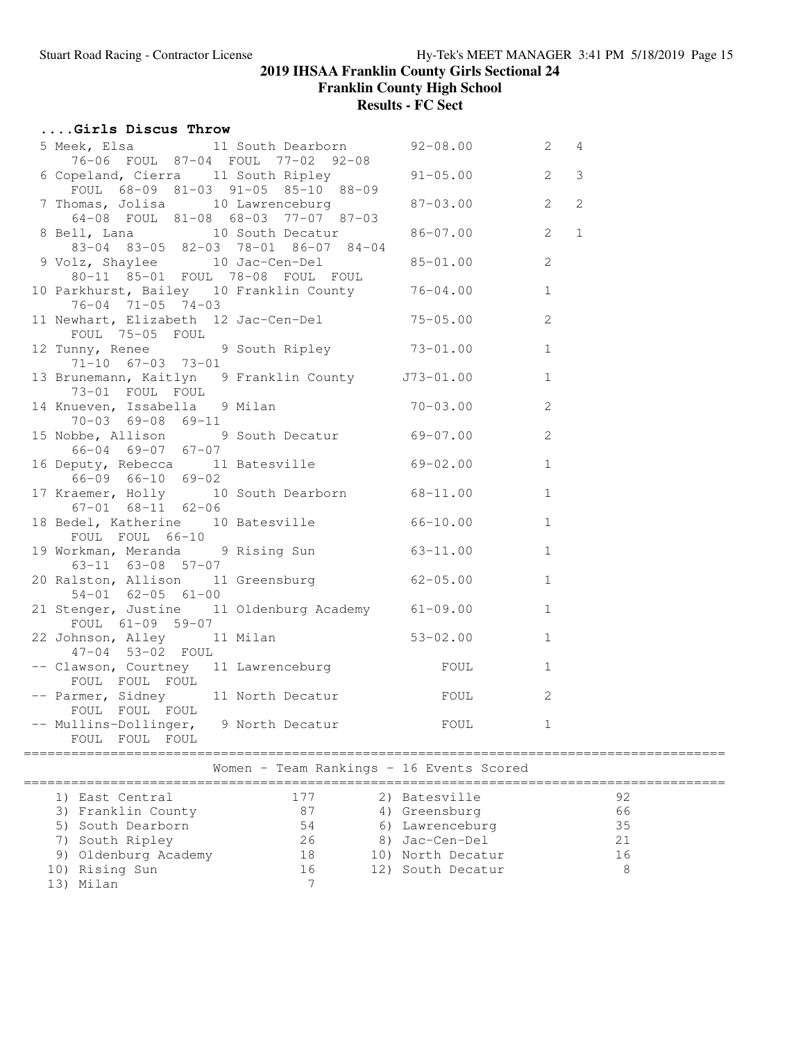## 2019 IHSAA Franklin County Girls Sectional 24

### Franklin County High School

### Results - FC Sect

#### ....Girls Discus Throw

```
  5 Meek, Elsa           11 South Dearborn        92-08.00         2   4
      76-06  FOUL  87-04  FOUL  77-02  92-08
  6 Copeland, Cierra     11 South Ripley          91-05.00         2   3
      FOUL  68-09  81-03  91-05  85-10  88-09
  7 Thomas, Jolisa       10 Lawrenceburg          87-03.00         2   2
      64-08  FOUL  81-08  68-03  77-07  87-03
  8 Bell, Lana           10 South Decatur         86-07.00         2   1
      83-04  83-05  82-03  78-01  86-07  84-04
  9 Volz, Shaylee        10 Jac-Cen-Del           85-01.00         2
      80-11  85-01  FOUL  78-08  FOUL  FOUL
 10 Parkhurst, Bailey    10 Franklin County       76-04.00         1
      76-04  71-05  74-03
 11 Newhart, Elizabeth   12 Jac-Cen-Del           75-05.00         2
      FOUL  75-05  FOUL
 12 Tunny, Renee          9 South Ripley          73-01.00         1
      71-10  67-03  73-01
 13 Brunemann, Kaitlyn    9 Franklin County      J73-01.00         1
      73-01  FOUL  FOUL
 14 Knueven, Issabella    9 Milan                 70-03.00         2
      70-03  69-08  69-11
 15 Nobbe, Allison        9 South Decatur         69-07.00         2
      66-04  69-07  67-07
 16 Deputy, Rebecca      11 Batesville            69-02.00         1
      66-09  66-10  69-02
 17 Kraemer, Holly       10 South Dearborn        68-11.00         1
      67-01  68-11  62-06
 18 Bedel, Katherine     10 Batesville            66-10.00         1
      FOUL  FOUL  66-10
 19 Workman, Meranda      9 Rising Sun            63-11.00         1
      63-11  63-08  57-07
 20 Ralston, Allison     11 Greensburg            62-05.00         1
      54-01  62-05  61-00
 21 Stenger, Justine     11 Oldenburg Academy     61-09.00         1
      FOUL  61-09  59-07
 22 Johnson, Alley       11 Milan                 53-02.00         1
      47-04  53-02  FOUL
 -- Clawson, Courtney    11 Lawrenceburg              FOUL         1
      FOUL  FOUL  FOUL
 -- Parmer, Sidney       11 North Decatur             FOUL         2
      FOUL  FOUL  FOUL
 -- Mullins-Dollinger,    9 North Decatur             FOUL         1
      FOUL  FOUL  FOUL
```

#### Women - Team Rankings - 16 Events Scored

| | | | |
|---|---|---|---|
| 1) East Central | 177 | 2) Batesville | 92 |
| 3) Franklin County | 87 | 4) Greensburg | 66 |
| 5) South Dearborn | 54 | 6) Lawrenceburg | 35 |
| 7) South Ripley | 26 | 8) Jac-Cen-Del | 21 |
| 9) Oldenburg Academy | 18 | 10) North Decatur | 16 |
| 10) Rising Sun | 16 | 12) South Decatur | 8 |
| 13) Milan | 7 | | |